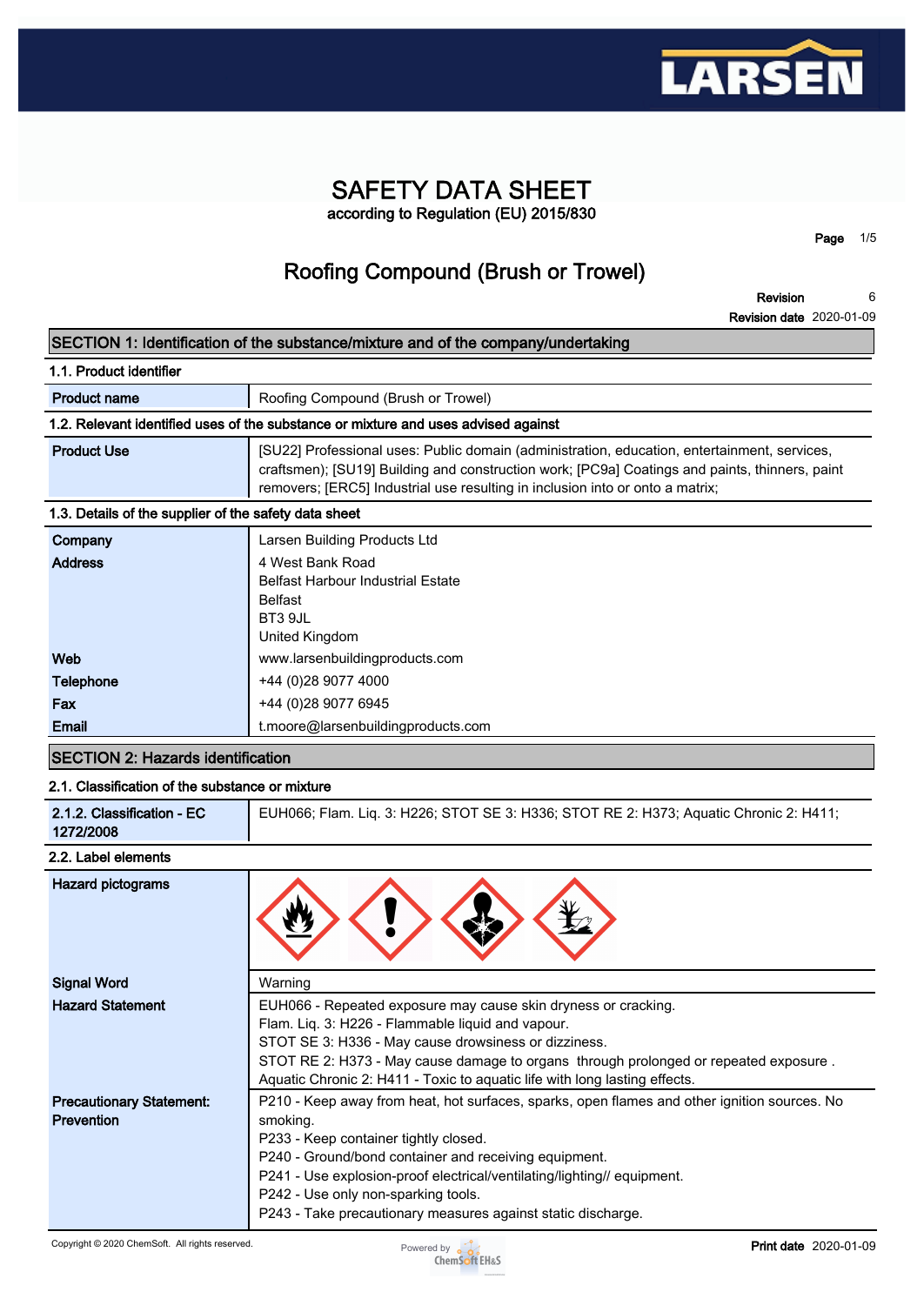# SAFETY DATA SHEET

according to Regulation (EU) 2015/830

## Roofing Compound (Brush or Trowel)

**Revision** 6

**Revision date** 2020-01-09

## SECTION 1: Identification of the substance/mixture and of the company/undertaking

### 1.1. Product identifier

| | |
|---|---|
| **Product name** | Roofing Compound (Brush or Trowel) |

### 1.2. Relevant identified uses of the substance or mixture and uses advised against

| | |
|---|---|
| **Product Use** | [SU22] Professional uses: Public domain (administration, education, entertainment, services, craftsmen); [SU19] Building and construction work; [PC9a] Coatings and paints, thinners, paint removers; [ERC5] Industrial use resulting in inclusion into or onto a matrix; |

### 1.3. Details of the supplier of the safety data sheet

| | |
|---|---|
| **Company** | Larsen Building Products Ltd |
| **Address** | 4 West Bank Road<br>Belfast Harbour Industrial Estate<br>Belfast<br>BT3 9JL<br>United Kingdom |
| **Web** | www.larsenbuildingproducts.com |
| **Telephone** | +44 (0)28 9077 4000 |
| **Fax** | +44 (0)28 9077 6945 |
| **Email** | t.moore@larsenbuildingproducts.com |

## SECTION 2: Hazards identification

### 2.1. Classification of the substance or mixture

| | |
|---|---|
| **2.1.2. Classification - EC 1272/2008** | EUH066; Flam. Liq. 3: H226; STOT SE 3: H336; STOT RE 2: H373; Aquatic Chronic 2: H411; |

### 2.2. Label elements

| | |
|---|---|
| **Hazard pictograms** | |
| **Signal Word** | Warning |
| **Hazard Statement** | EUH066 - Repeated exposure may cause skin dryness or cracking.<br>Flam. Liq. 3: H226 - Flammable liquid and vapour.<br>STOT SE 3: H336 - May cause drowsiness or dizziness.<br>STOT RE 2: H373 - May cause damage to organs through prolonged or repeated exposure .<br>Aquatic Chronic 2: H411 - Toxic to aquatic life with long lasting effects. |
| **Precautionary Statement: Prevention** | P210 - Keep away from heat, hot surfaces, sparks, open flames and other ignition sources. No smoking.<br>P233 - Keep container tightly closed.<br>P240 - Ground/bond container and receiving equipment.<br>P241 - Use explosion-proof electrical/ventilating/lighting// equipment.<br>P242 - Use only non-sparking tools.<br>P243 - Take precautionary measures against static discharge. |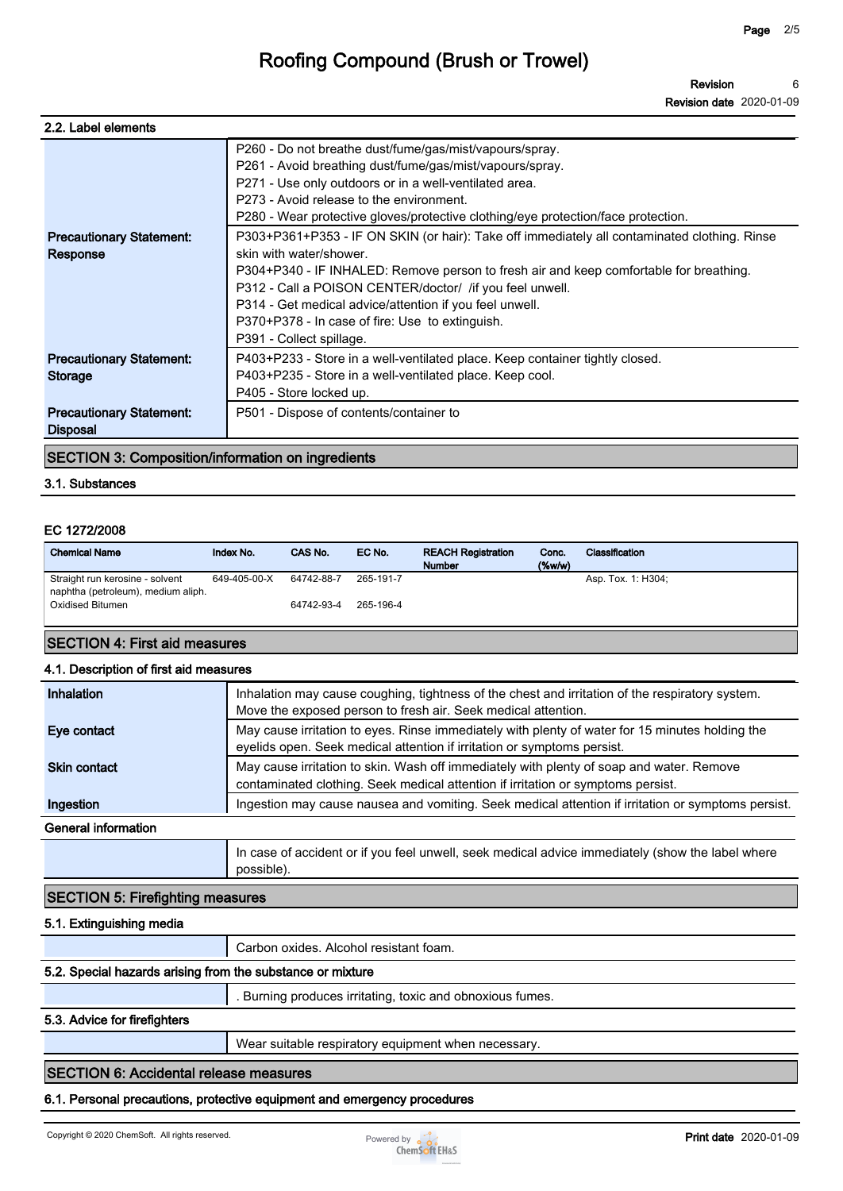# Roofing Compound (Brush or Trowel)

**Revision** 6
**Revision date** 2020-01-09

### 2.2. Label elements

| | |
|---|---|
| | P260 - Do not breathe dust/fume/gas/mist/vapours/spray.<br>P261 - Avoid breathing dust/fume/gas/mist/vapours/spray.<br>P271 - Use only outdoors or in a well-ventilated area.<br>P273 - Avoid release to the environment.<br>P280 - Wear protective gloves/protective clothing/eye protection/face protection. |
| **Precautionary Statement: Response** | P303+P361+P353 - IF ON SKIN (or hair): Take off immediately all contaminated clothing. Rinse skin with water/shower.<br>P304+P340 - IF INHALED: Remove person to fresh air and keep comfortable for breathing.<br>P312 - Call a POISON CENTER/doctor/ /if you feel unwell.<br>P314 - Get medical advice/attention if you feel unwell.<br>P370+P378 - In case of fire: Use to extinguish.<br>P391 - Collect spillage. |
| **Precautionary Statement: Storage** | P403+P233 - Store in a well-ventilated place. Keep container tightly closed.<br>P403+P235 - Store in a well-ventilated place. Keep cool.<br>P405 - Store locked up. |
| **Precautionary Statement: Disposal** | P501 - Dispose of contents/container to |

## SECTION 3: Composition/information on ingredients

### 3.1. Substances

**EC 1272/2008**

| Chemical Name | Index No. | CAS No. | EC No. | REACH Registration Number | Conc. (%w/w) | Classification |
|---|---|---|---|---|---|---|
| Straight run kerosine - solvent naphtha (petroleum), medium aliph. | 649-405-00-X | 64742-88-7 | 265-191-7 | | | Asp. Tox. 1: H304; |
| Oxidised Bitumen | | 64742-93-4 | 265-196-4 | | | |

## SECTION 4: First aid measures

### 4.1. Description of first aid measures

| | |
|---|---|
| **Inhalation** | Inhalation may cause coughing, tightness of the chest and irritation of the respiratory system. Move the exposed person to fresh air. Seek medical attention. |
| **Eye contact** | May cause irritation to eyes. Rinse immediately with plenty of water for 15 minutes holding the eyelids open. Seek medical attention if irritation or symptoms persist. |
| **Skin contact** | May cause irritation to skin. Wash off immediately with plenty of soap and water. Remove contaminated clothing. Seek medical attention if irritation or symptoms persist. |
| **Ingestion** | Ingestion may cause nausea and vomiting. Seek medical attention if irritation or symptoms persist. |

**General information**

In case of accident or if you feel unwell, seek medical advice immediately (show the label where possible).

## SECTION 5: Firefighting measures

### 5.1. Extinguishing media

Carbon oxides. Alcohol resistant foam.

### 5.2. Special hazards arising from the substance or mixture

. Burning produces irritating, toxic and obnoxious fumes.

### 5.3. Advice for firefighters

Wear suitable respiratory equipment when necessary.

## SECTION 6: Accidental release measures

### 6.1. Personal precautions, protective equipment and emergency procedures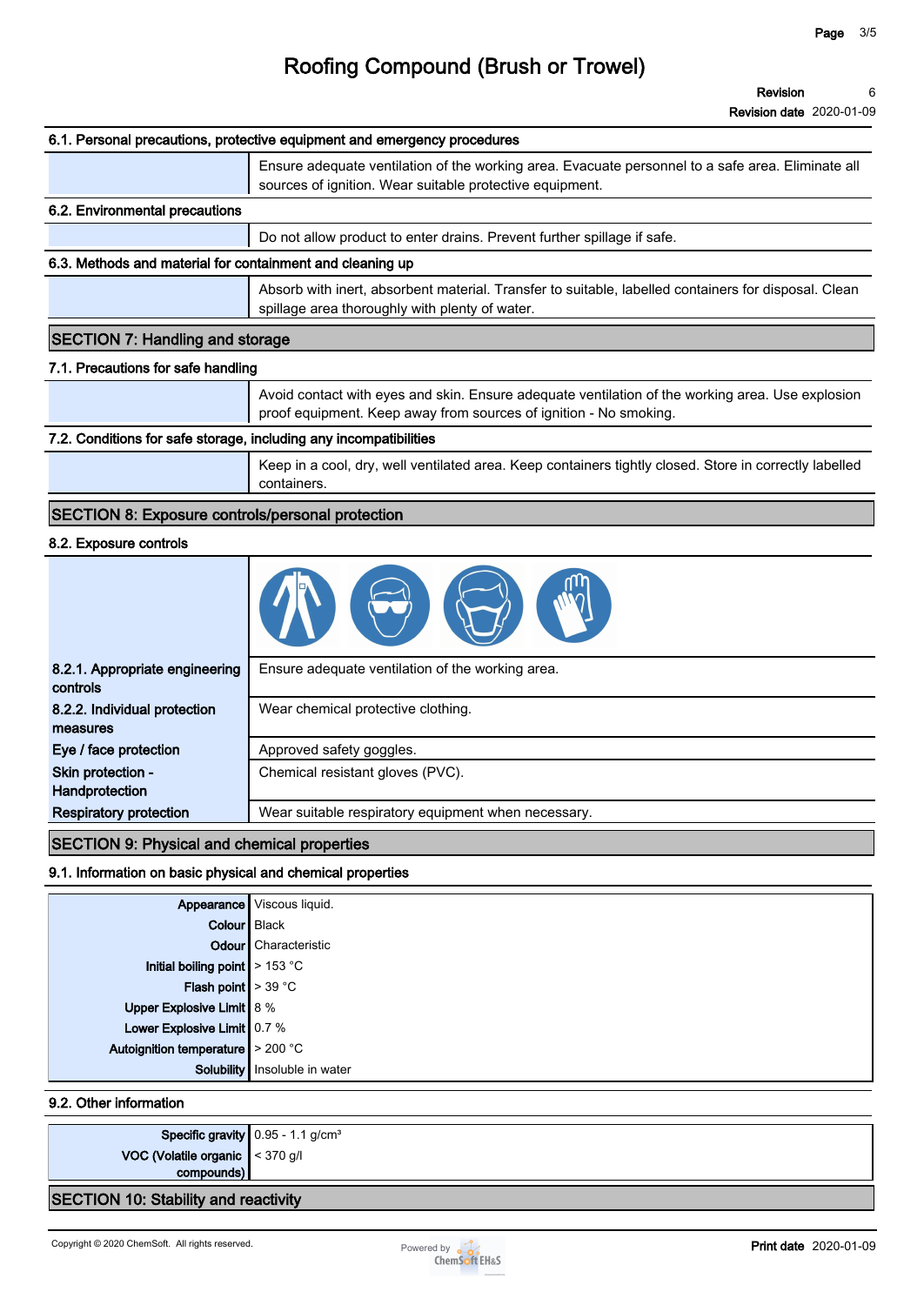### 6.1. Personal precautions, protective equipment and emergency procedures

Ensure adequate ventilation of the working area. Evacuate personnel to a safe area. Eliminate all sources of ignition. Wear suitable protective equipment.

### 6.2. Environmental precautions

Do not allow product to enter drains. Prevent further spillage if safe.

### 6.3. Methods and material for containment and cleaning up

Absorb with inert, absorbent material. Transfer to suitable, labelled containers for disposal. Clean spillage area thoroughly with plenty of water.

## SECTION 7: Handling and storage

### 7.1. Precautions for safe handling

Avoid contact with eyes and skin. Ensure adequate ventilation of the working area. Use explosion proof equipment. Keep away from sources of ignition - No smoking.

### 7.2. Conditions for safe storage, including any incompatibilities

Keep in a cool, dry, well ventilated area. Keep containers tightly closed. Store in correctly labelled containers.

## SECTION 8: Exposure controls/personal protection

### 8.2. Exposure controls

| | |
|---|---|
| **8.2.1. Appropriate engineering controls** | Ensure adequate ventilation of the working area. |
| **8.2.2. Individual protection measures** | Wear chemical protective clothing. |
| **Eye / face protection** | Approved safety goggles. |
| **Skin protection - Handprotection** | Chemical resistant gloves (PVC). |
| **Respiratory protection** | Wear suitable respiratory equipment when necessary. |

## SECTION 9: Physical and chemical properties

### 9.1. Information on basic physical and chemical properties

| | |
|---|---|
| **Appearance** | Viscous liquid. |
| **Colour** | Black |
| **Odour** | Characteristic |
| **Initial boiling point** | > 153 °C |
| **Flash point** | > 39 °C |
| **Upper Explosive Limit** | 8 % |
| **Lower Explosive Limit** | 0.7 % |
| **Autoignition temperature** | > 200 °C |
| **Solubility** | Insoluble in water |

### 9.2. Other information

| | |
|---|---|
| **Specific gravity** | 0.95 - 1.1 g/cm³ |
| **VOC (Volatile organic compounds)** | < 370 g/l |

## SECTION 10: Stability and reactivity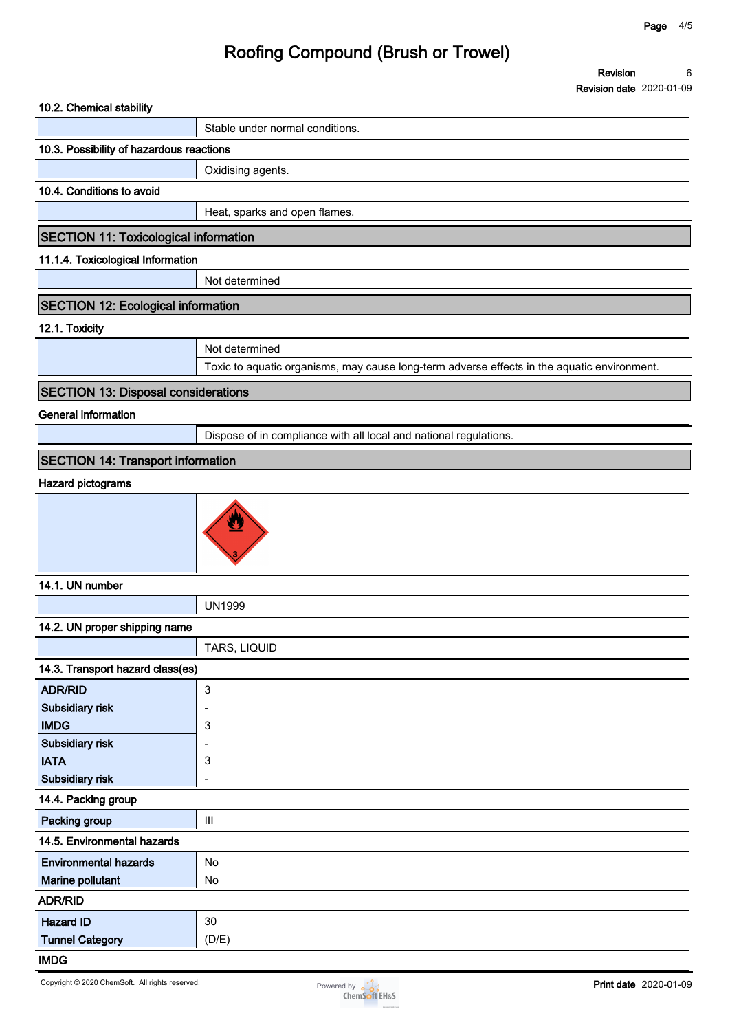### 10.2. Chemical stability

| | |
|---|---|
| | Stable under normal conditions. |

### 10.3. Possibility of hazardous reactions

| | |
|---|---|
| | Oxidising agents. |

### 10.4. Conditions to avoid

| | |
|---|---|
| | Heat, sparks and open flames. |

## SECTION 11: Toxicological information

### 11.1.4. Toxicological Information

| | |
|---|---|
| | Not determined |

## SECTION 12: Ecological information

### 12.1. Toxicity

| | |
|---|---|
| | Not determined |
| | Toxic to aquatic organisms, may cause long-term adverse effects in the aquatic environment. |

## SECTION 13: Disposal considerations

### General information

| | |
|---|---|
| | Dispose of in compliance with all local and national regulations. |

## SECTION 14: Transport information

### Hazard pictograms

### 14.1. UN number

| | |
|---|---|
| | UN1999 |

### 14.2. UN proper shipping name

| | |
|---|---|
| | TARS, LIQUID |

### 14.3. Transport hazard class(es)

| | |
|---|---|
| **ADR/RID** | 3 |
| **Subsidiary risk** | - |
| **IMDG** | 3 |
| **Subsidiary risk** | - |
| **IATA** | 3 |
| **Subsidiary risk** | - |

### 14.4. Packing group

| | |
|---|---|
| **Packing group** | III |

### 14.5. Environmental hazards

| | |
|---|---|
| **Environmental hazards** | No |
| **Marine pollutant** | No |

### ADR/RID

| | |
|---|---|
| **Hazard ID** | 30 |
| **Tunnel Category** | (D/E) |

### IMDG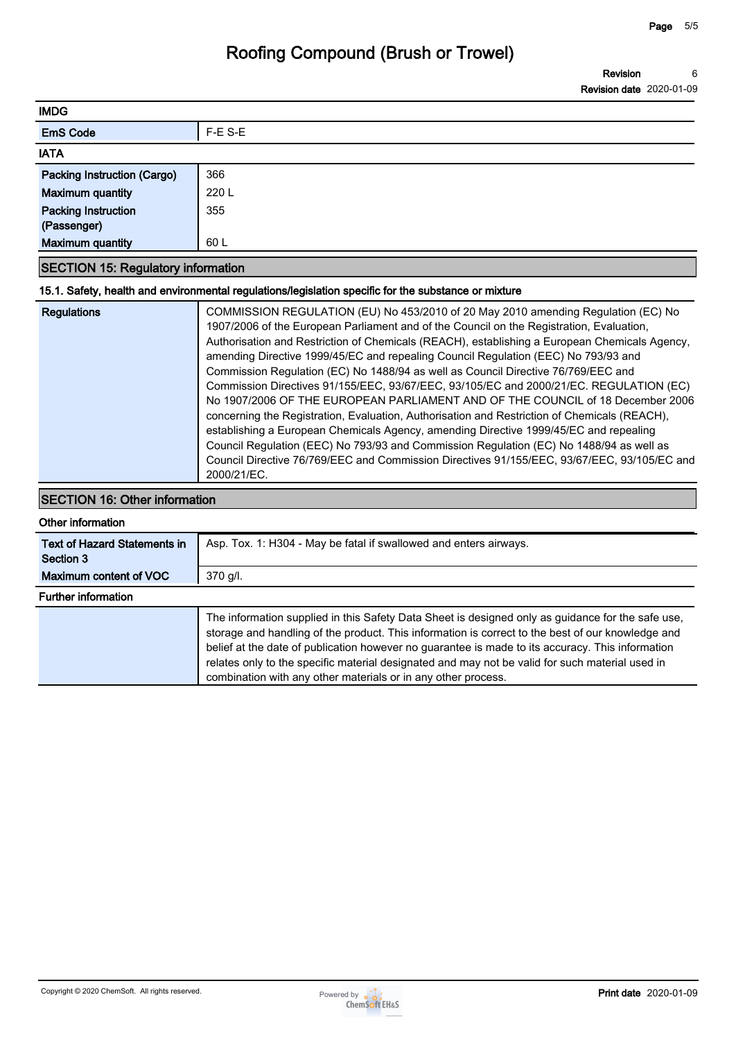#### IMDG

| | |
|---|---|
| **EmS Code** | F-E S-E |

#### IATA

| | |
|---|---|
| **Packing Instruction (Cargo)** | 366 |
| **Maximum quantity** | 220 L |
| **Packing Instruction (Passenger)** | 355 |
| **Maximum quantity** | 60 L |

## SECTION 15: Regulatory information

### 15.1. Safety, health and environmental regulations/legislation specific for the substance or mixture

| | |
|---|---|
| **Regulations** | COMMISSION REGULATION (EU) No 453/2010 of 20 May 2010 amending Regulation (EC) No 1907/2006 of the European Parliament and of the Council on the Registration, Evaluation, Authorisation and Restriction of Chemicals (REACH), establishing a European Chemicals Agency, amending Directive 1999/45/EC and repealing Council Regulation (EEC) No 793/93 and Commission Regulation (EC) No 1488/94 as well as Council Directive 76/769/EEC and Commission Directives 91/155/EEC, 93/67/EEC, 93/105/EC and 2000/21/EC. REGULATION (EC) No 1907/2006 OF THE EUROPEAN PARLIAMENT AND OF THE COUNCIL of 18 December 2006 concerning the Registration, Evaluation, Authorisation and Restriction of Chemicals (REACH), establishing a European Chemicals Agency, amending Directive 1999/45/EC and repealing Council Regulation (EEC) No 793/93 and Commission Regulation (EC) No 1488/94 as well as Council Directive 76/769/EEC and Commission Directives 91/155/EEC, 93/67/EEC, 93/105/EC and 2000/21/EC. |

## SECTION 16: Other information

#### Other information

| | |
|---|---|
| **Text of Hazard Statements in Section 3** | Asp. Tox. 1: H304 - May be fatal if swallowed and enters airways. |
| **Maximum content of VOC** | 370 g/l. |

#### Further information

| | |
|---|---|
| | The information supplied in this Safety Data Sheet is designed only as guidance for the safe use, storage and handling of the product. This information is correct to the best of our knowledge and belief at the date of publication however no guarantee is made to its accuracy. This information relates only to the specific material designated and may not be valid for such material used in combination with any other materials or in any other process. |